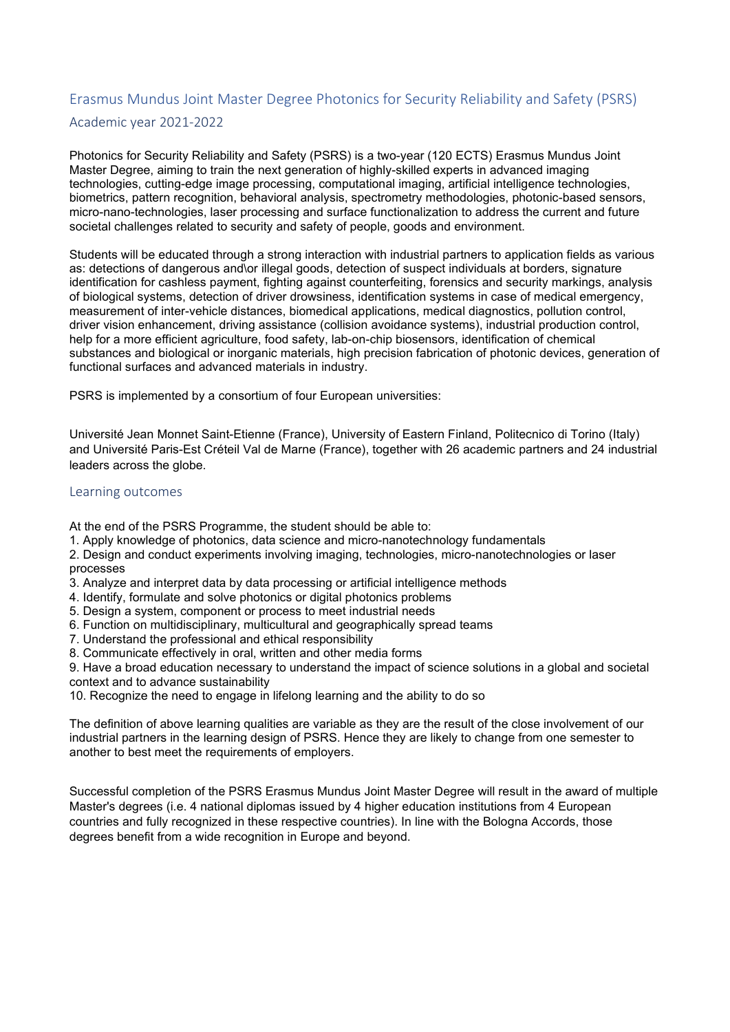# Erasmus Mundus Joint Master Degree Photonics for Security Reliability and Safety (PSRS)

## Academic year 2021-2022

Photonics for Security Reliability and Safety (PSRS) is a two-year (120 ECTS) Erasmus Mundus Joint Master Degree, aiming to train the next generation of highly-skilled experts in advanced imaging technologies, cutting-edge image processing, computational imaging, artificial intelligence technologies, biometrics, pattern recognition, behavioral analysis, spectrometry methodologies, photonic-based sensors, micro-nano-technologies, laser processing and surface functionalization to address the current and future societal challenges related to security and safety of people, goods and environment.

Students will be educated through a strong interaction with industrial partners to application fields as various as: detections of dangerous and\or illegal goods, detection of suspect individuals at borders, signature identification for cashless payment, fighting against counterfeiting, forensics and security markings, analysis of biological systems, detection of driver drowsiness, identification systems in case of medical emergency, measurement of inter-vehicle distances, biomedical applications, medical diagnostics, pollution control, driver vision enhancement, driving assistance (collision avoidance systems), industrial production control, help for a more efficient agriculture, food safety, lab-on-chip biosensors, identification of chemical substances and biological or inorganic materials, high precision fabrication of photonic devices, generation of functional surfaces and advanced materials in industry.

PSRS is implemented by a consortium of four European universities:

Université Jean Monnet Saint-Etienne (France), University of Eastern Finland, Politecnico di Torino (Italy) and Université Paris-Est Créteil Val de Marne (France), together with 26 academic partners and 24 industrial leaders across the globe.

## Learning outcomes

At the end of the PSRS Programme, the student should be able to:

1. Apply knowledge of photonics, data science and micro-nanotechnology fundamentals
2. Design and conduct experiments involving imaging, technologies, micro-nanotechnologies or laser processes
3. Analyze and interpret data by data processing or artificial intelligence methods
4. Identify, formulate and solve photonics or digital photonics problems
5. Design a system, component or process to meet industrial needs
6. Function on multidisciplinary, multicultural and geographically spread teams
7. Understand the professional and ethical responsibility
8. Communicate effectively in oral, written and other media forms
9. Have a broad education necessary to understand the impact of science solutions in a global and societal context and to advance sustainability
10. Recognize the need to engage in lifelong learning and the ability to do so

The definition of above learning qualities are variable as they are the result of the close involvement of our industrial partners in the learning design of PSRS. Hence they are likely to change from one semester to another to best meet the requirements of employers.

Successful completion of the PSRS Erasmus Mundus Joint Master Degree will result in the award of multiple Master's degrees (i.e. 4 national diplomas issued by 4 higher education institutions from 4 European countries and fully recognized in these respective countries). In line with the Bologna Accords, those degrees benefit from a wide recognition in Europe and beyond.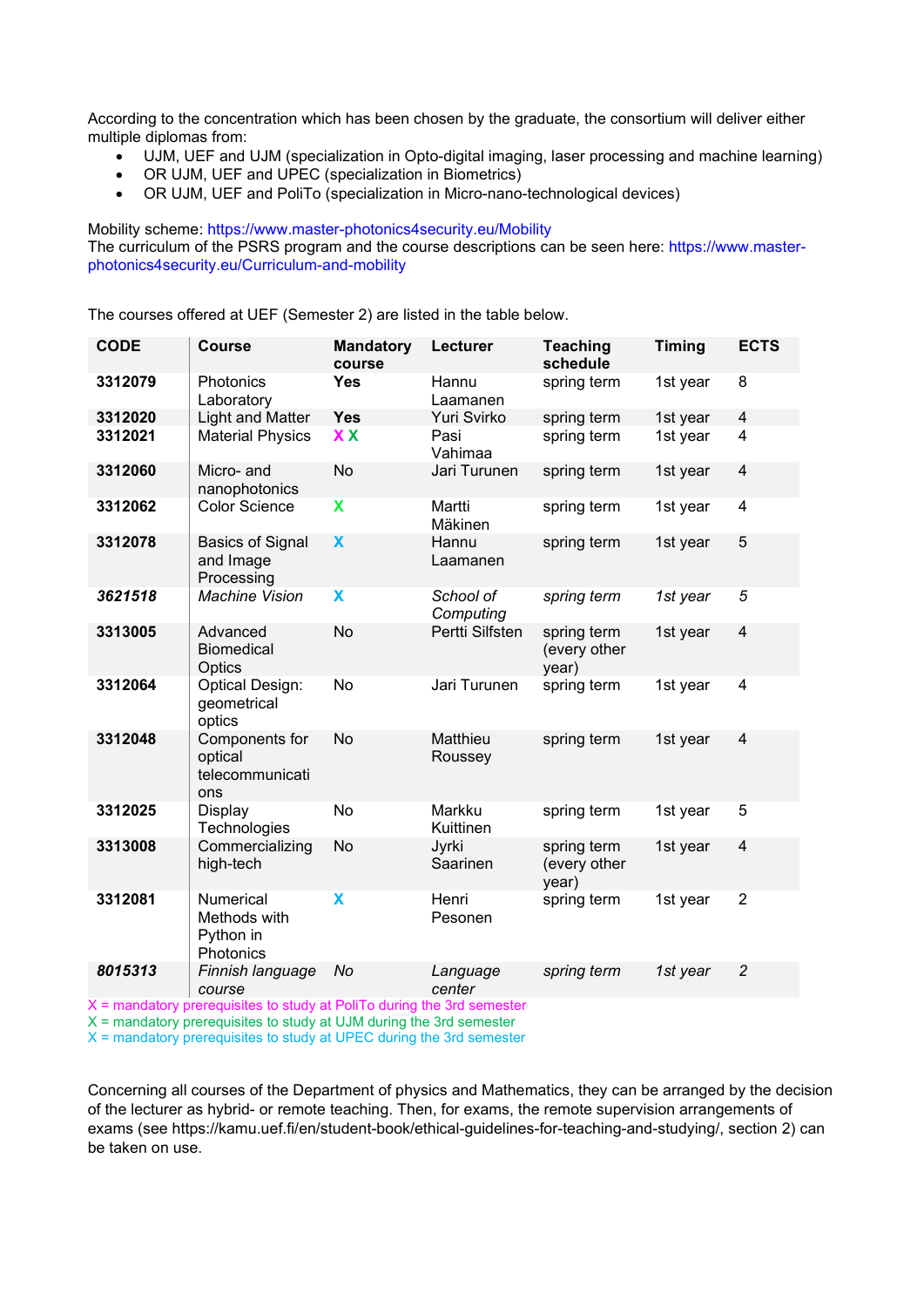According to the concentration which has been chosen by the graduate, the consortium will deliver either multiple diplomas from:

- UJM, UEF and UJM (specialization in Opto-digital imaging, laser processing and machine learning)
- OR UJM, UEF and UPEC (specialization in Biometrics)
- OR UJM, UEF and PoliTo (specialization in Micro-nano-technological devices)

Mobility scheme: https://www.master-photonics4security.eu/Mobility
The curriculum of the PSRS program and the course descriptions can be seen here: https://www.master-photonics4security.eu/Curriculum-and-mobility

The courses offered at UEF (Semester 2) are listed in the table below.

| CODE | Course | Mandatory course | Lecturer | Teaching schedule | Timing | ECTS |
|---|---|---|---|---|---|---|
| **3312079** | Photonics Laboratory | **Yes** | Hannu Laamanen | spring term | 1st year | 8 |
| **3312020** | Light and Matter | **Yes** | Yuri Svirko | spring term | 1st year | 4 |
| **3312021** | Material Physics | **X X** | Pasi Vahimaa | spring term | 1st year | 4 |
| **3312060** | Micro- and nanophotonics | No | Jari Turunen | spring term | 1st year | 4 |
| **3312062** | Color Science | **X** | Martti Mäkinen | spring term | 1st year | 4 |
| **3312078** | Basics of Signal and Image Processing | **X** | Hannu Laamanen | spring term | 1st year | 5 |
| ***3621518*** | *Machine Vision* | **X** | *School of Computing* | *spring term* | *1st year* | *5* |
| **3313005** | Advanced Biomedical Optics | No | Pertti Silfsten | spring term (every other year) | 1st year | 4 |
| **3312064** | Optical Design: geometrical optics | No | Jari Turunen | spring term | 1st year | 4 |
| **3312048** | Components for optical telecommunications | No | Matthieu Roussey | spring term | 1st year | 4 |
| **3312025** | Display Technologies | No | Markku Kuittinen | spring term | 1st year | 5 |
| **3313008** | Commercializing high-tech | No | Jyrki Saarinen | spring term (every other year) | 1st year | 4 |
| **3312081** | Numerical Methods with Python in Photonics | **X** | Henri Pesonen | spring term | 1st year | 2 |
| ***8015313*** | *Finnish language course* | *No* | *Language center* | *spring term* | *1st year* | *2* |

X = mandatory prerequisites to study at PoliTo during the 3rd semester
X = mandatory prerequisites to study at UJM during the 3rd semester
X = mandatory prerequisites to study at UPEC during the 3rd semester

Concerning all courses of the Department of physics and Mathematics, they can be arranged by the decision of the lecturer as hybrid- or remote teaching. Then, for exams, the remote supervision arrangements of exams (see https://kamu.uef.fi/en/student-book/ethical-guidelines-for-teaching-and-studying/, section 2) can be taken on use.